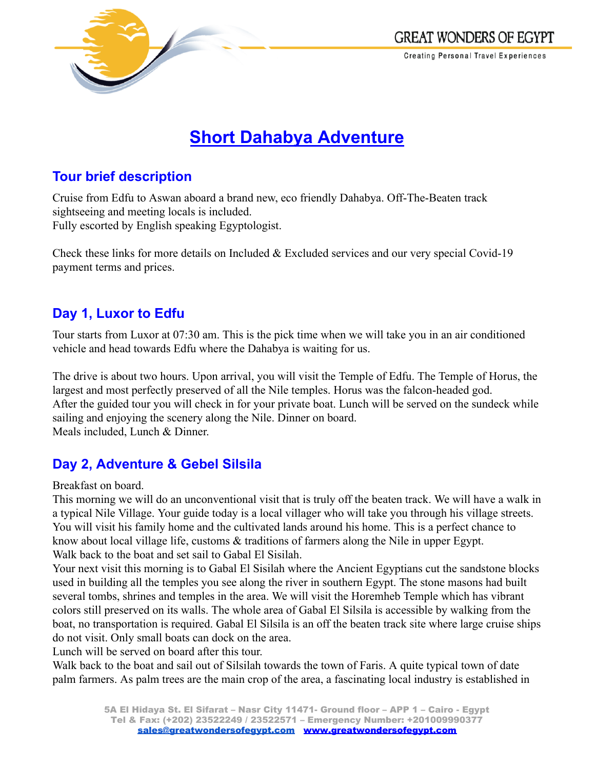# Short Dahabya Adventure

## Tour brief description

Cruise from Edfu to Aswan aboard a brand new, eco friendly Dahabya. Off-The-Beaten track sightseeing and meeting locals is included.
Fully escorted by English speaking Egyptologist.

Check these links for more details on Included & Excluded services and our very special Covid-19 payment terms and prices.

## Day 1, Luxor to Edfu

Tour starts from Luxor at 07:30 am. This is the pick time when we will take you in an air conditioned vehicle and head towards Edfu where the Dahabya is waiting for us.

The drive is about two hours. Upon arrival, you will visit the Temple of Edfu. The Temple of Horus, the largest and most perfectly preserved of all the Nile temples. Horus was the falcon-headed god.
After the guided tour you will check in for your private boat. Lunch will be served on the sundeck while sailing and enjoying the scenery along the Nile. Dinner on board.
Meals included, Lunch & Dinner.

## Day 2, Adventure & Gebel Silsila

Breakfast on board.
This morning we will do an unconventional visit that is truly off the beaten track. We will have a walk in a typical Nile Village. Your guide today is a local villager who will take you through his village streets. You will visit his family home and the cultivated lands around his home. This is a perfect chance to know about local village life, customs & traditions of farmers along the Nile in upper Egypt.
Walk back to the boat and set sail to Gabal El Sisilah.
Your next visit this morning is to Gabal El Sisilah where the Ancient Egyptians cut the sandstone blocks used in building all the temples you see along the river in southern Egypt. The stone masons had built several tombs, shrines and temples in the area. We will visit the Horemheb Temple which has vibrant colors still preserved on its walls. The whole area of Gabal El Silsila is accessible by walking from the boat, no transportation is required. Gabal El Silsila is an off the beaten track site where large cruise ships do not visit. Only small boats can dock on the area.
Lunch will be served on board after this tour.
Walk back to the boat and sail out of Silsilah towards the town of Faris. A quite typical town of date palm farmers. As palm trees are the main crop of the area, a fascinating local industry is established in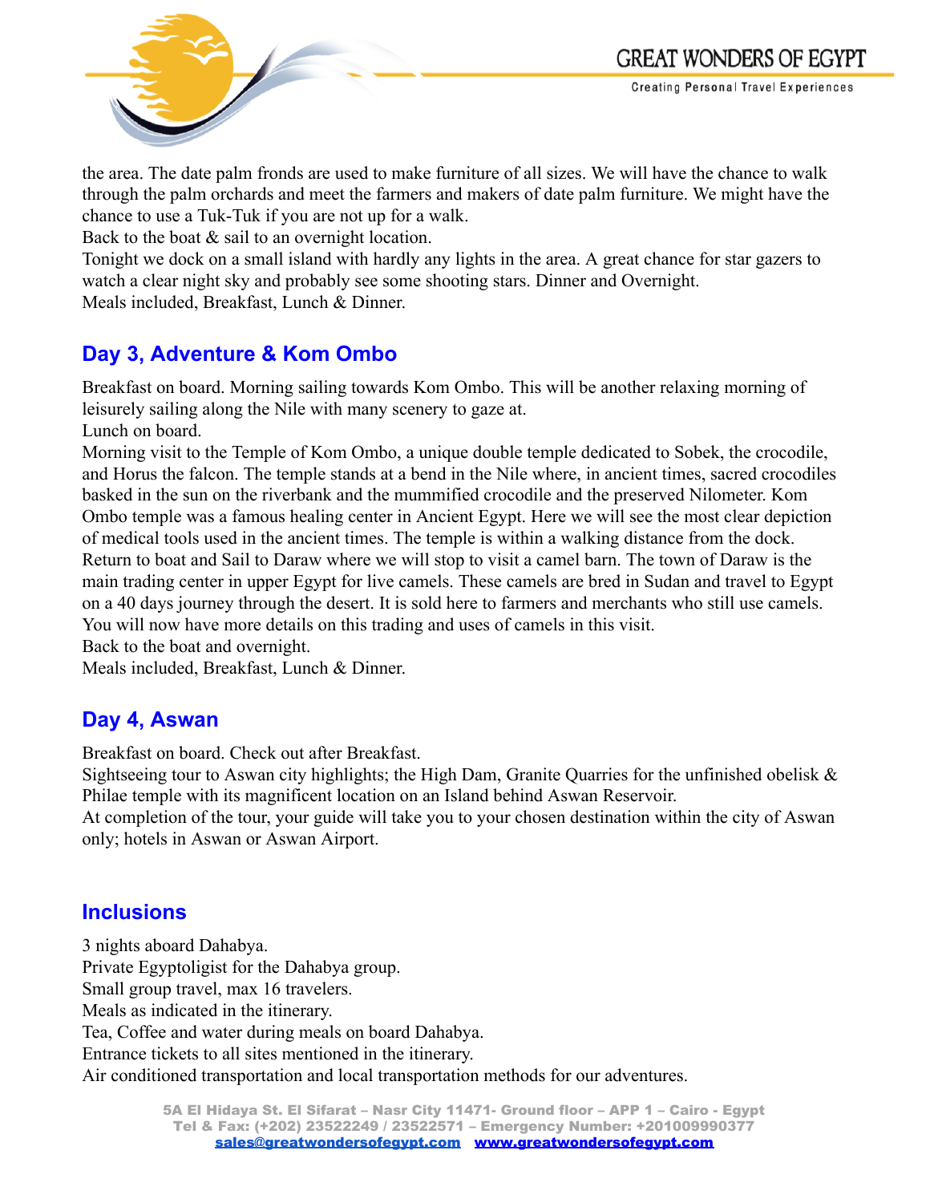the area. The date palm fronds are used to make furniture of all sizes. We will have the chance to walk through the palm orchards and meet the farmers and makers of date palm furniture. We might have the chance to use a Tuk-Tuk if you are not up for a walk.
Back to the boat & sail to an overnight location.
Tonight we dock on a small island with hardly any lights in the area. A great chance for star gazers to watch a clear night sky and probably see some shooting stars. Dinner and Overnight.
Meals included, Breakfast, Lunch & Dinner.

## Day 3, Adventure & Kom Ombo

Breakfast on board. Morning sailing towards Kom Ombo. This will be another relaxing morning of leisurely sailing along the Nile with many scenery to gaze at.
Lunch on board.
Morning visit to the Temple of Kom Ombo, a unique double temple dedicated to Sobek, the crocodile, and Horus the falcon. The temple stands at a bend in the Nile where, in ancient times, sacred crocodiles basked in the sun on the riverbank and the mummified crocodile and the preserved Nilometer. Kom Ombo temple was a famous healing center in Ancient Egypt. Here we will see the most clear depiction of medical tools used in the ancient times. The temple is within a walking distance from the dock.
Return to boat and Sail to Daraw where we will stop to visit a camel barn. The town of Daraw is the main trading center in upper Egypt for live camels. These camels are bred in Sudan and travel to Egypt on a 40 days journey through the desert. It is sold here to farmers and merchants who still use camels. You will now have more details on this trading and uses of camels in this visit.
Back to the boat and overnight.
Meals included, Breakfast, Lunch & Dinner.

## Day 4, Aswan

Breakfast on board. Check out after Breakfast.
Sightseeing tour to Aswan city highlights; the High Dam, Granite Quarries for the unfinished obelisk & Philae temple with its magnificent location on an Island behind Aswan Reservoir.
At completion of the tour, your guide will take you to your chosen destination within the city of Aswan only; hotels in Aswan or Aswan Airport.

## Inclusions

3 nights aboard Dahabya.
Private Egyptoligist for the Dahabya group.
Small group travel, max 16 travelers.
Meals as indicated in the itinerary.
Tea, Coffee and water during meals on board Dahabya.
Entrance tickets to all sites mentioned in the itinerary.
Air conditioned transportation and local transportation methods for our adventures.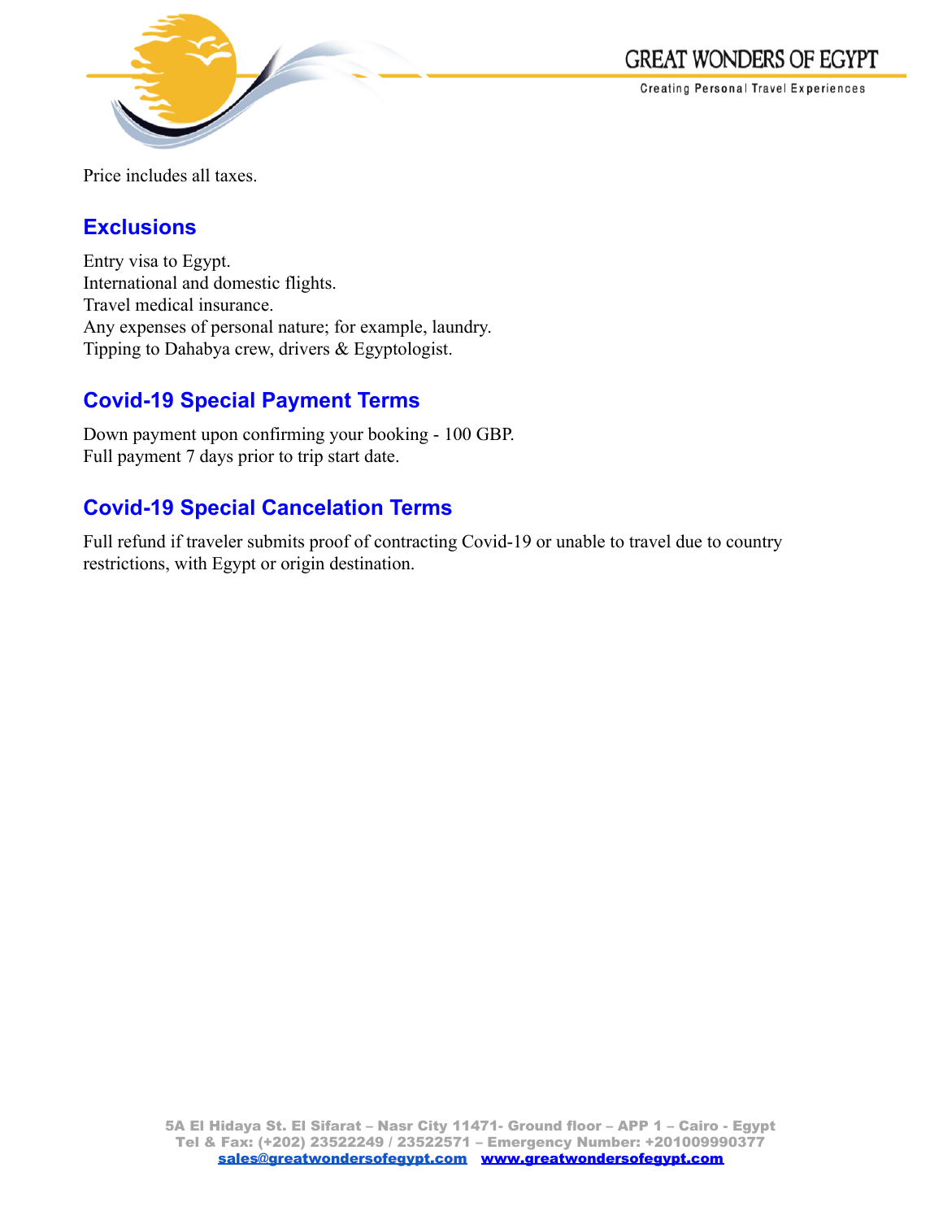Price includes all taxes.

## Exclusions

Entry visa to Egypt.
International and domestic flights.
Travel medical insurance.
Any expenses of personal nature; for example, laundry.
Tipping to Dahabya crew, drivers & Egyptologist.

## Covid-19 Special Payment Terms

Down payment upon confirming your booking - 100 GBP.
Full payment 7 days prior to trip start date.

## Covid-19 Special Cancelation Terms

Full refund if traveler submits proof of contracting Covid-19 or unable to travel due to country restrictions, with Egypt or origin destination.